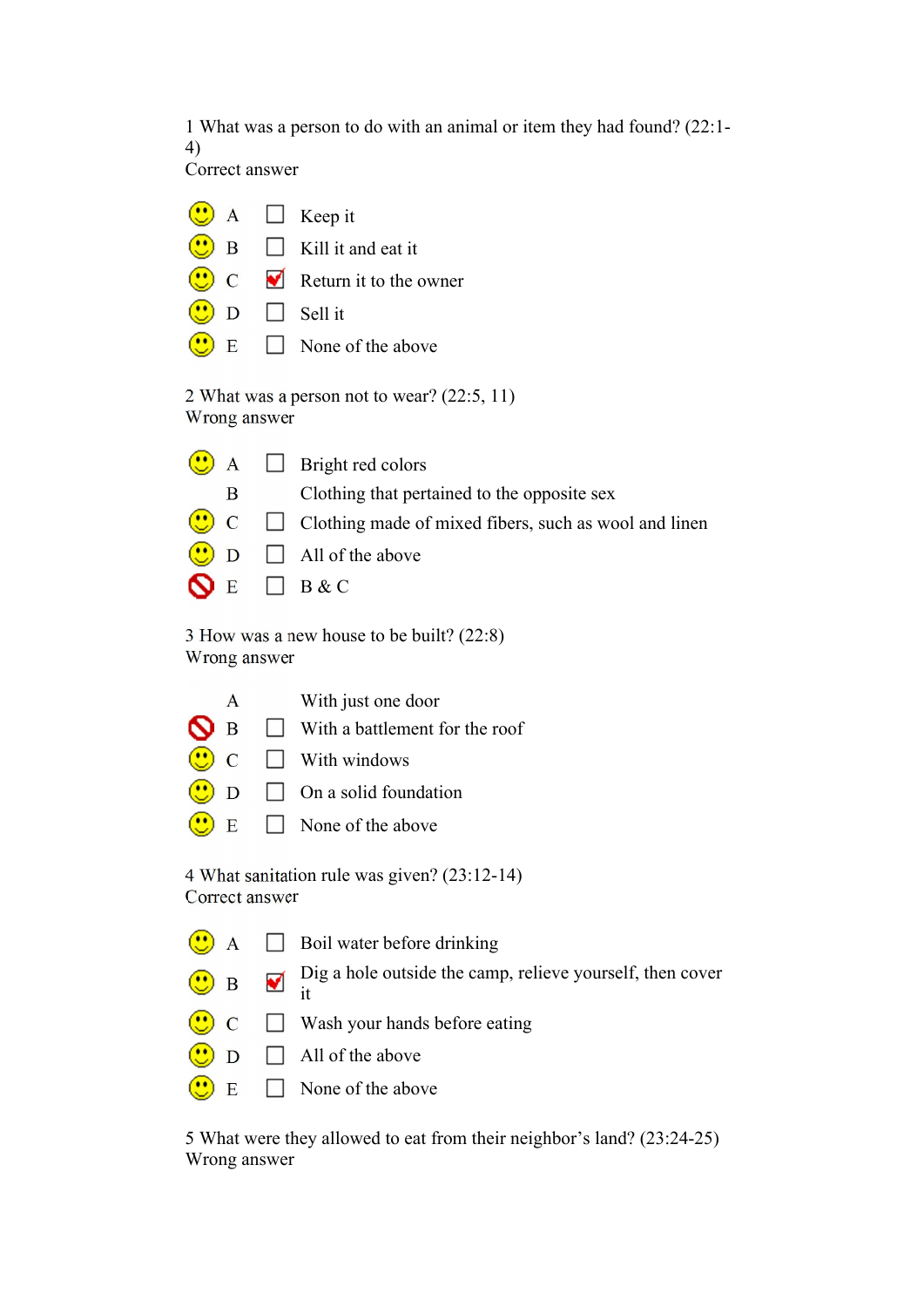1 What was a person to do with an animal or item they had found? (22:1-4)
Correct answer

- A ☐ Keep it
- B ☐ Kill it and eat it
- C ☑ Return it to the owner
- D ☐ Sell it
- E ☐ None of the above

2 What was a person not to wear? (22:5, 11)
Wrong answer

- A ☐ Bright red colors
- B Clothing that pertained to the opposite sex
- C ☐ Clothing made of mixed fibers, such as wool and linen
- D ☐ All of the above
- E ☐ B & C

3 How was a new house to be built? (22:8)
Wrong answer

- A With just one door
- B ☐ With a battlement for the roof
- C ☐ With windows
- D ☐ On a solid foundation
- E ☐ None of the above

4 What sanitation rule was given? (23:12-14)
Correct answer

- A ☐ Boil water before drinking
- B ☑ Dig a hole outside the camp, relieve yourself, then cover it
- C ☐ Wash your hands before eating
- D ☐ All of the above
- E ☐ None of the above

5 What were they allowed to eat from their neighbor's land? (23:24-25)
Wrong answer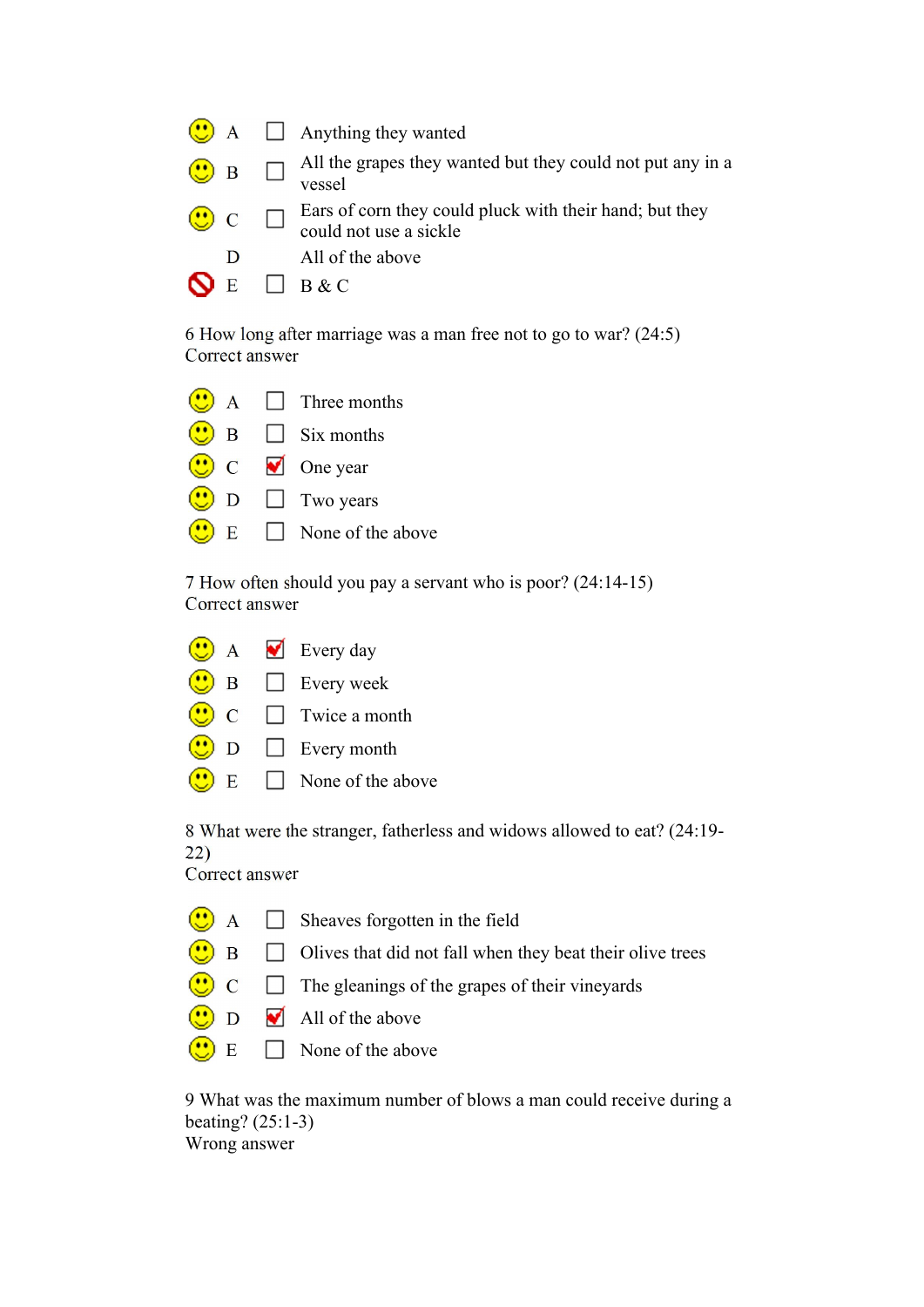| | | | |
|---|---|---|---|
| 🙂 | A | ☐ | Anything they wanted |
| 🙂 | B | ☐ | All the grapes they wanted but they could not put any in a vessel |
| 🙂 | C | ☐ | Ears of corn they could pluck with their hand; but they could not use a sickle |
| | D | | All of the above |
| 🚫 | E | ☐ | B & C |

6 How long after marriage was a man free not to go to war? (24:5)
Correct answer

| | | | |
|---|---|---|---|
| 🙂 | A | ☐ | Three months |
| 🙂 | B | ☐ | Six months |
| 🙂 | C | ☑ | One year |
| 🙂 | D | ☐ | Two years |
| 🙂 | E | ☐ | None of the above |

7 How often should you pay a servant who is poor? (24:14-15)
Correct answer

| | | | |
|---|---|---|---|
| 🙂 | A | ☑ | Every day |
| 🙂 | B | ☐ | Every week |
| 🙂 | C | ☐ | Twice a month |
| 🙂 | D | ☐ | Every month |
| 🙂 | E | ☐ | None of the above |

8 What were the stranger, fatherless and widows allowed to eat? (24:19-22)
Correct answer

| | | | |
|---|---|---|---|
| 🙂 | A | ☐ | Sheaves forgotten in the field |
| 🙂 | B | ☐ | Olives that did not fall when they beat their olive trees |
| 🙂 | C | ☐ | The gleanings of the grapes of their vineyards |
| 🙂 | D | ☑ | All of the above |
| 🙂 | E | ☐ | None of the above |

9 What was the maximum number of blows a man could receive during a beating? (25:1-3)
Wrong answer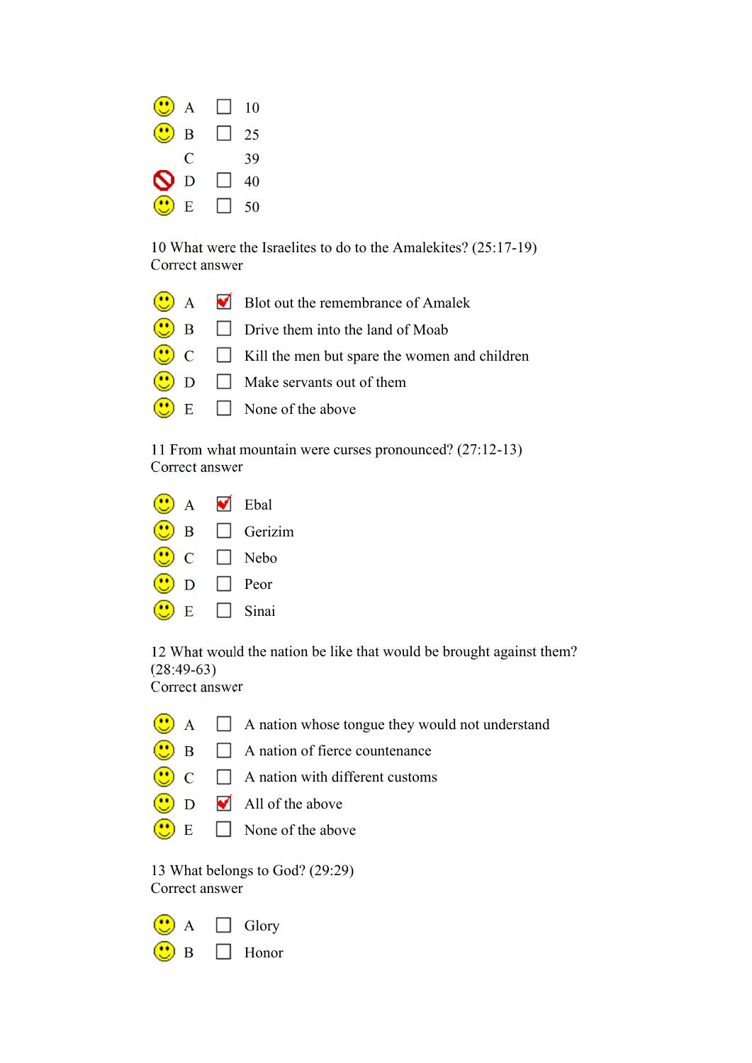- A ☐ 10
- B ☐ 25
- C 39
- D ☐ 40
- E ☐ 50

10 What were the Israelites to do to the Amalekites? (25:17-19)
Correct answer

- A ☑ Blot out the remembrance of Amalek
- B ☐ Drive them into the land of Moab
- C ☐ Kill the men but spare the women and children
- D ☐ Make servants out of them
- E ☐ None of the above

11 From what mountain were curses pronounced? (27:12-13)
Correct answer

- A ☑ Ebal
- B ☐ Gerizim
- C ☐ Nebo
- D ☐ Peor
- E ☐ Sinai

12 What would the nation be like that would be brought against them? (28:49-63)
Correct answer

- A ☐ A nation whose tongue they would not understand
- B ☐ A nation of fierce countenance
- C ☐ A nation with different customs
- D ☑ All of the above
- E ☐ None of the above

13 What belongs to God? (29:29)
Correct answer

- A ☐ Glory
- B ☐ Honor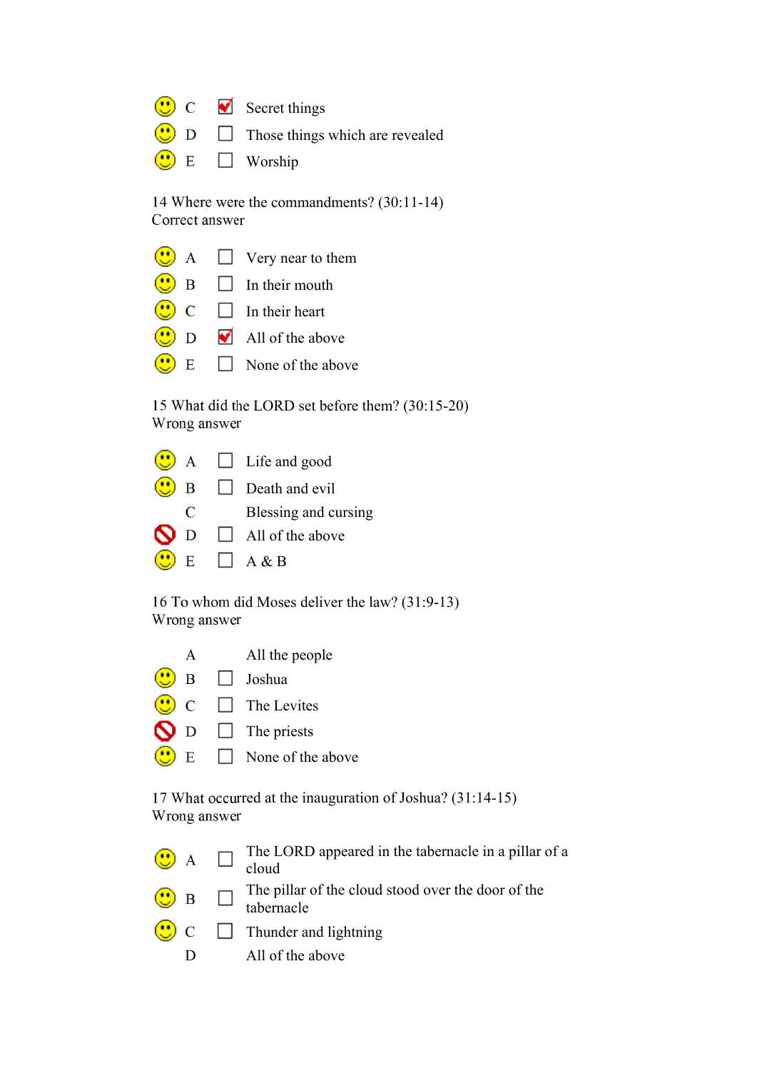- C ☑ Secret things
- D ☐ Those things which are revealed
- E ☐ Worship

14 Where were the commandments? (30:11-14)
Correct answer

- A ☐ Very near to them
- B ☐ In their mouth
- C ☐ In their heart
- D ☑ All of the above
- E ☐ None of the above

15 What did the LORD set before them? (30:15-20)
Wrong answer

- A ☐ Life and good
- B ☐ Death and evil
- C Blessing and cursing
- D ☐ All of the above
- E ☐ A & B

16 To whom did Moses deliver the law? (31:9-13)
Wrong answer

- A All the people
- B ☐ Joshua
- C ☐ The Levites
- D ☐ The priests
- E ☐ None of the above

17 What occurred at the inauguration of Joshua? (31:14-15)
Wrong answer

- A ☐ The LORD appeared in the tabernacle in a pillar of a cloud
- B ☐ The pillar of the cloud stood over the door of the tabernacle
- C ☐ Thunder and lightning
- D All of the above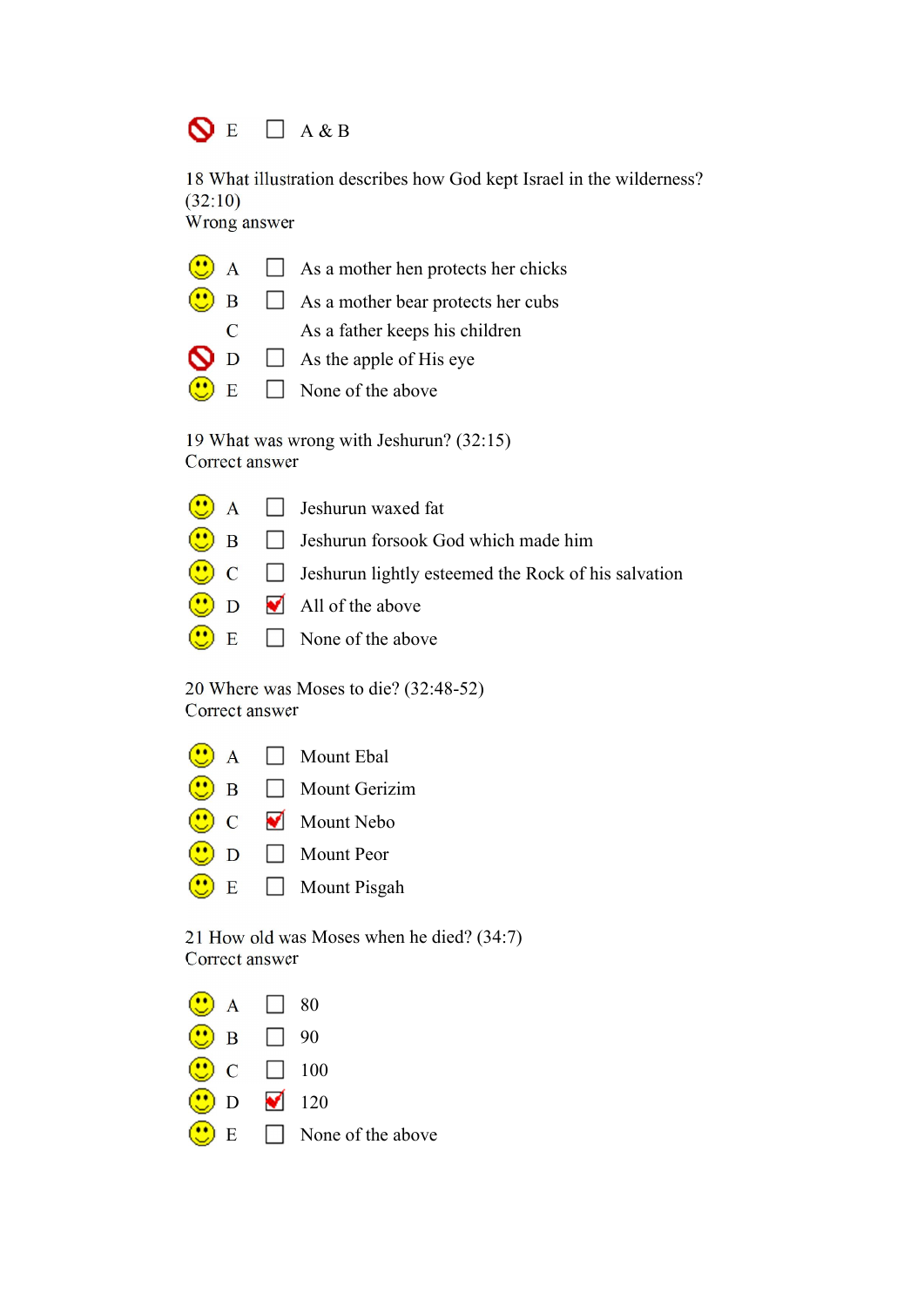E ☐ A & B

18 What illustration describes how God kept Israel in the wilderness? (32:10)
Wrong answer

- A ☐ As a mother hen protects her chicks
- B ☐ As a mother bear protects her cubs
- C As a father keeps his children
- D ☐ As the apple of His eye
- E ☐ None of the above

19 What was wrong with Jeshurun? (32:15)
Correct answer

- A ☐ Jeshurun waxed fat
- B ☐ Jeshurun forsook God which made him
- C ☐ Jeshurun lightly esteemed the Rock of his salvation
- D ☑ All of the above
- E ☐ None of the above

20 Where was Moses to die? (32:48-52)
Correct answer

- A ☐ Mount Ebal
- B ☐ Mount Gerizim
- C ☑ Mount Nebo
- D ☐ Mount Peor
- E ☐ Mount Pisgah

21 How old was Moses when he died? (34:7)
Correct answer

- A ☐ 80
- B ☐ 90
- C ☐ 100
- D ☑ 120
- E ☐ None of the above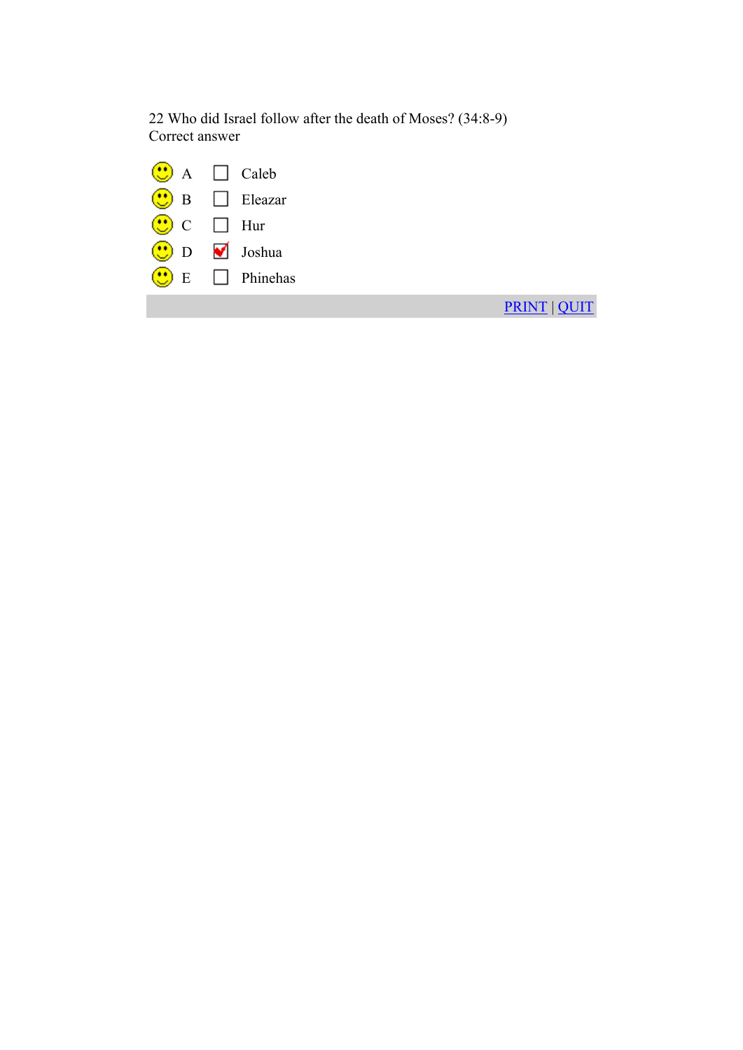22 Who did Israel follow after the death of Moses? (34:8-9)
Correct answer

- A ☐ Caleb
- B ☐ Eleazar
- C ☐ Hur
- D ☑ Joshua
- E ☐ Phinehas

PRINT | QUIT